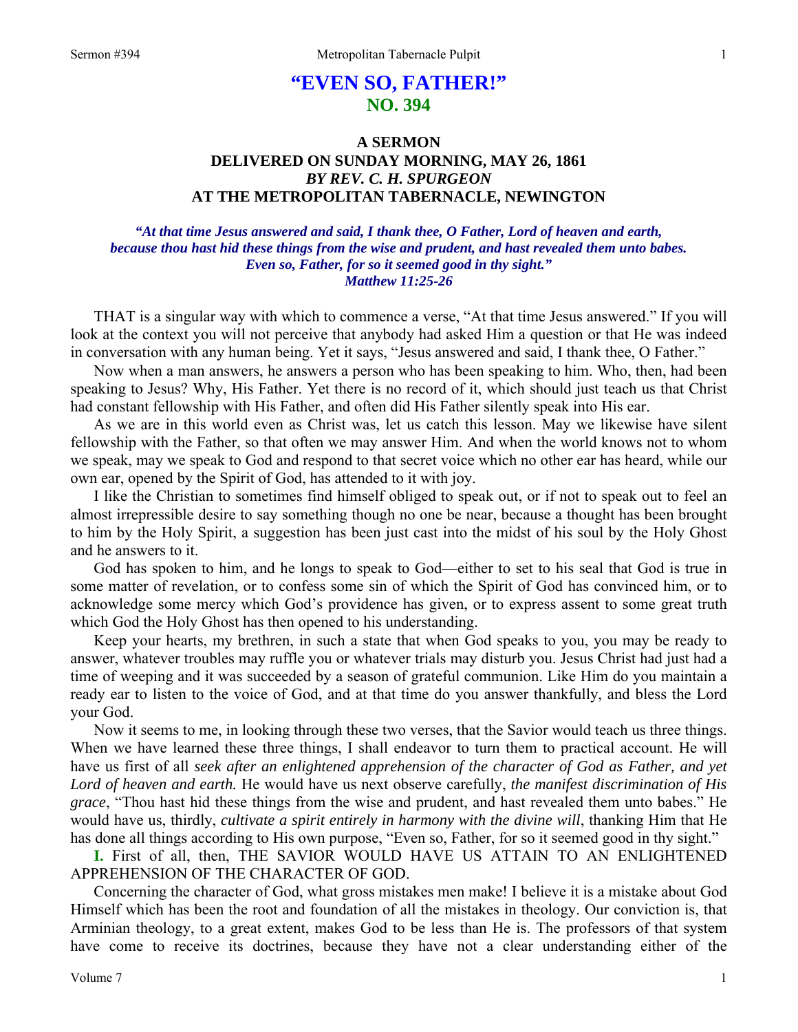# "EVEN SO, FATHER!"
## NO. 394

### A SERMON
### DELIVERED ON SUNDAY MORNING, MAY 26, 1861
### *BY REV. C. H. SPURGEON*
### AT THE METROPOLITAN TABERNACLE, NEWINGTON

***"At that time Jesus answered and said, I thank thee, O Father, Lord of heaven and earth, because thou hast hid these things from the wise and prudent, and hast revealed them unto babes. Even so, Father, for so it seemed good in thy sight." Matthew 11:25-26***

THAT is a singular way with which to commence a verse, "At that time Jesus answered." If you will look at the context you will not perceive that anybody had asked Him a question or that He was indeed in conversation with any human being. Yet it says, "Jesus answered and said, I thank thee, O Father."

Now when a man answers, he answers a person who has been speaking to him. Who, then, had been speaking to Jesus? Why, His Father. Yet there is no record of it, which should just teach us that Christ had constant fellowship with His Father, and often did His Father silently speak into His ear.

As we are in this world even as Christ was, let us catch this lesson. May we likewise have silent fellowship with the Father, so that often we may answer Him. And when the world knows not to whom we speak, may we speak to God and respond to that secret voice which no other ear has heard, while our own ear, opened by the Spirit of God, has attended to it with joy.

I like the Christian to sometimes find himself obliged to speak out, or if not to speak out to feel an almost irrepressible desire to say something though no one be near, because a thought has been brought to him by the Holy Spirit, a suggestion has been just cast into the midst of his soul by the Holy Ghost and he answers to it.

God has spoken to him, and he longs to speak to God—either to set to his seal that God is true in some matter of revelation, or to confess some sin of which the Spirit of God has convinced him, or to acknowledge some mercy which God's providence has given, or to express assent to some great truth which God the Holy Ghost has then opened to his understanding.

Keep your hearts, my brethren, in such a state that when God speaks to you, you may be ready to answer, whatever troubles may ruffle you or whatever trials may disturb you. Jesus Christ had just had a time of weeping and it was succeeded by a season of grateful communion. Like Him do you maintain a ready ear to listen to the voice of God, and at that time do you answer thankfully, and bless the Lord your God.

Now it seems to me, in looking through these two verses, that the Savior would teach us three things. When we have learned these three things, I shall endeavor to turn them to practical account. He will have us first of all *seek after an enlightened apprehension of the character of God as Father, and yet Lord of heaven and earth.* He would have us next observe carefully, *the manifest discrimination of His grace*, "Thou hast hid these things from the wise and prudent, and hast revealed them unto babes." He would have us, thirdly, *cultivate a spirit entirely in harmony with the divine will*, thanking Him that He has done all things according to His own purpose, "Even so, Father, for so it seemed good in thy sight."

**I.** First of all, then, THE SAVIOR WOULD HAVE US ATTAIN TO AN ENLIGHTENED APPREHENSION OF THE CHARACTER OF GOD.

Concerning the character of God, what gross mistakes men make! I believe it is a mistake about God Himself which has been the root and foundation of all the mistakes in theology. Our conviction is, that Arminian theology, to a great extent, makes God to be less than He is. The professors of that system have come to receive its doctrines, because they have not a clear understanding either of the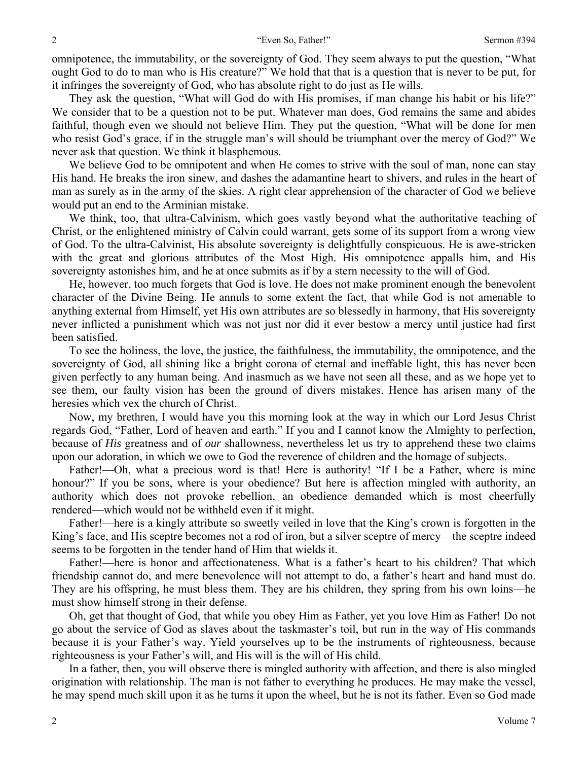omnipotence, the immutability, or the sovereignty of God. They seem always to put the question, "What ought God to do to man who is His creature?" We hold that that is a question that is never to be put, for it infringes the sovereignty of God, who has absolute right to do just as He wills.

They ask the question, "What will God do with His promises, if man change his habit or his life?" We consider that to be a question not to be put. Whatever man does, God remains the same and abides faithful, though even we should not believe Him. They put the question, "What will be done for men who resist God's grace, if in the struggle man's will should be triumphant over the mercy of God?" We never ask that question. We think it blasphemous.

We believe God to be omnipotent and when He comes to strive with the soul of man, none can stay His hand. He breaks the iron sinew, and dashes the adamantine heart to shivers, and rules in the heart of man as surely as in the army of the skies. A right clear apprehension of the character of God we believe would put an end to the Arminian mistake.

We think, too, that ultra-Calvinism, which goes vastly beyond what the authoritative teaching of Christ, or the enlightened ministry of Calvin could warrant, gets some of its support from a wrong view of God. To the ultra-Calvinist, His absolute sovereignty is delightfully conspicuous. He is awe-stricken with the great and glorious attributes of the Most High. His omnipotence appalls him, and His sovereignty astonishes him, and he at once submits as if by a stern necessity to the will of God.

He, however, too much forgets that God is love. He does not make prominent enough the benevolent character of the Divine Being. He annuls to some extent the fact, that while God is not amenable to anything external from Himself, yet His own attributes are so blessedly in harmony, that His sovereignty never inflicted a punishment which was not just nor did it ever bestow a mercy until justice had first been satisfied.

To see the holiness, the love, the justice, the faithfulness, the immutability, the omnipotence, and the sovereignty of God, all shining like a bright corona of eternal and ineffable light, this has never been given perfectly to any human being. And inasmuch as we have not seen all these, and as we hope yet to see them, our faulty vision has been the ground of divers mistakes. Hence has arisen many of the heresies which vex the church of Christ.

Now, my brethren, I would have you this morning look at the way in which our Lord Jesus Christ regards God, "Father, Lord of heaven and earth." If you and I cannot know the Almighty to perfection, because of *His* greatness and of *our* shallowness, nevertheless let us try to apprehend these two claims upon our adoration, in which we owe to God the reverence of children and the homage of subjects.

Father!—Oh, what a precious word is that! Here is authority! "If I be a Father, where is mine honour?" If you be sons, where is your obedience? But here is affection mingled with authority, an authority which does not provoke rebellion, an obedience demanded which is most cheerfully rendered—which would not be withheld even if it might.

Father!—here is a kingly attribute so sweetly veiled in love that the King's crown is forgotten in the King's face, and His sceptre becomes not a rod of iron, but a silver sceptre of mercy—the sceptre indeed seems to be forgotten in the tender hand of Him that wields it.

Father!—here is honor and affectionateness. What is a father's heart to his children? That which friendship cannot do, and mere benevolence will not attempt to do, a father's heart and hand must do. They are his offspring, he must bless them. They are his children, they spring from his own loins—he must show himself strong in their defense.

Oh, get that thought of God, that while you obey Him as Father, yet you love Him as Father! Do not go about the service of God as slaves about the taskmaster's toil, but run in the way of His commands because it is your Father's way. Yield yourselves up to be the instruments of righteousness, because righteousness is your Father's will, and His will is the will of His child.

In a father, then, you will observe there is mingled authority with affection, and there is also mingled origination with relationship. The man is not father to everything he produces. He may make the vessel, he may spend much skill upon it as he turns it upon the wheel, but he is not its father. Even so God made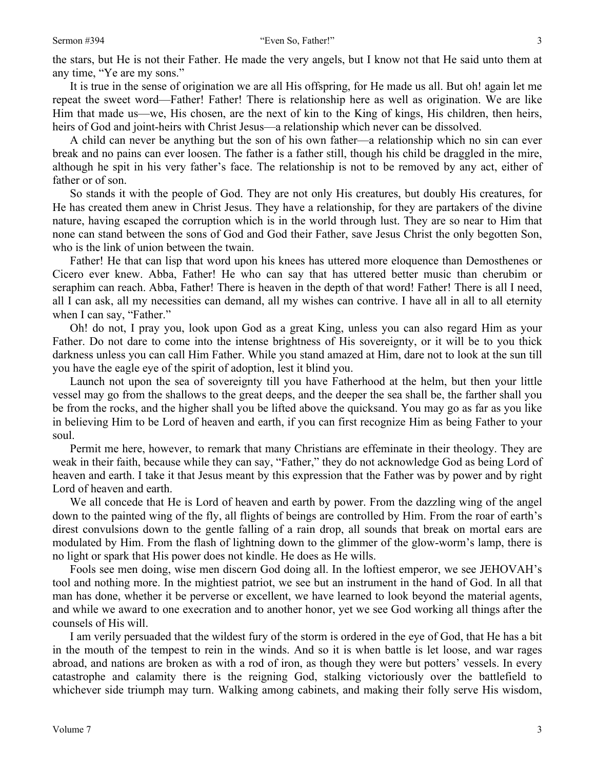the stars, but He is not their Father. He made the very angels, but I know not that He said unto them at any time, "Ye are my sons."

It is true in the sense of origination we are all His offspring, for He made us all. But oh! again let me repeat the sweet word—Father! Father! There is relationship here as well as origination. We are like Him that made us—we, His chosen, are the next of kin to the King of kings, His children, then heirs, heirs of God and joint-heirs with Christ Jesus—a relationship which never can be dissolved.

A child can never be anything but the son of his own father—a relationship which no sin can ever break and no pains can ever loosen. The father is a father still, though his child be draggled in the mire, although he spit in his very father's face. The relationship is not to be removed by any act, either of father or of son.

So stands it with the people of God. They are not only His creatures, but doubly His creatures, for He has created them anew in Christ Jesus. They have a relationship, for they are partakers of the divine nature, having escaped the corruption which is in the world through lust. They are so near to Him that none can stand between the sons of God and God their Father, save Jesus Christ the only begotten Son, who is the link of union between the twain.

Father! He that can lisp that word upon his knees has uttered more eloquence than Demosthenes or Cicero ever knew. Abba, Father! He who can say that has uttered better music than cherubim or seraphim can reach. Abba, Father! There is heaven in the depth of that word! Father! There is all I need, all I can ask, all my necessities can demand, all my wishes can contrive. I have all in all to all eternity when I can say, "Father."

Oh! do not, I pray you, look upon God as a great King, unless you can also regard Him as your Father. Do not dare to come into the intense brightness of His sovereignty, or it will be to you thick darkness unless you can call Him Father. While you stand amazed at Him, dare not to look at the sun till you have the eagle eye of the spirit of adoption, lest it blind you.

Launch not upon the sea of sovereignty till you have Fatherhood at the helm, but then your little vessel may go from the shallows to the great deeps, and the deeper the sea shall be, the farther shall you be from the rocks, and the higher shall you be lifted above the quicksand. You may go as far as you like in believing Him to be Lord of heaven and earth, if you can first recognize Him as being Father to your soul.

Permit me here, however, to remark that many Christians are effeminate in their theology. They are weak in their faith, because while they can say, "Father," they do not acknowledge God as being Lord of heaven and earth. I take it that Jesus meant by this expression that the Father was by power and by right Lord of heaven and earth.

We all concede that He is Lord of heaven and earth by power. From the dazzling wing of the angel down to the painted wing of the fly, all flights of beings are controlled by Him. From the roar of earth's direst convulsions down to the gentle falling of a rain drop, all sounds that break on mortal ears are modulated by Him. From the flash of lightning down to the glimmer of the glow-worm's lamp, there is no light or spark that His power does not kindle. He does as He wills.

Fools see men doing, wise men discern God doing all. In the loftiest emperor, we see JEHOVAH's tool and nothing more. In the mightiest patriot, we see but an instrument in the hand of God. In all that man has done, whether it be perverse or excellent, we have learned to look beyond the material agents, and while we award to one execration and to another honor, yet we see God working all things after the counsels of His will.

I am verily persuaded that the wildest fury of the storm is ordered in the eye of God, that He has a bit in the mouth of the tempest to rein in the winds. And so it is when battle is let loose, and war rages abroad, and nations are broken as with a rod of iron, as though they were but potters' vessels. In every catastrophe and calamity there is the reigning God, stalking victoriously over the battlefield to whichever side triumph may turn. Walking among cabinets, and making their folly serve His wisdom,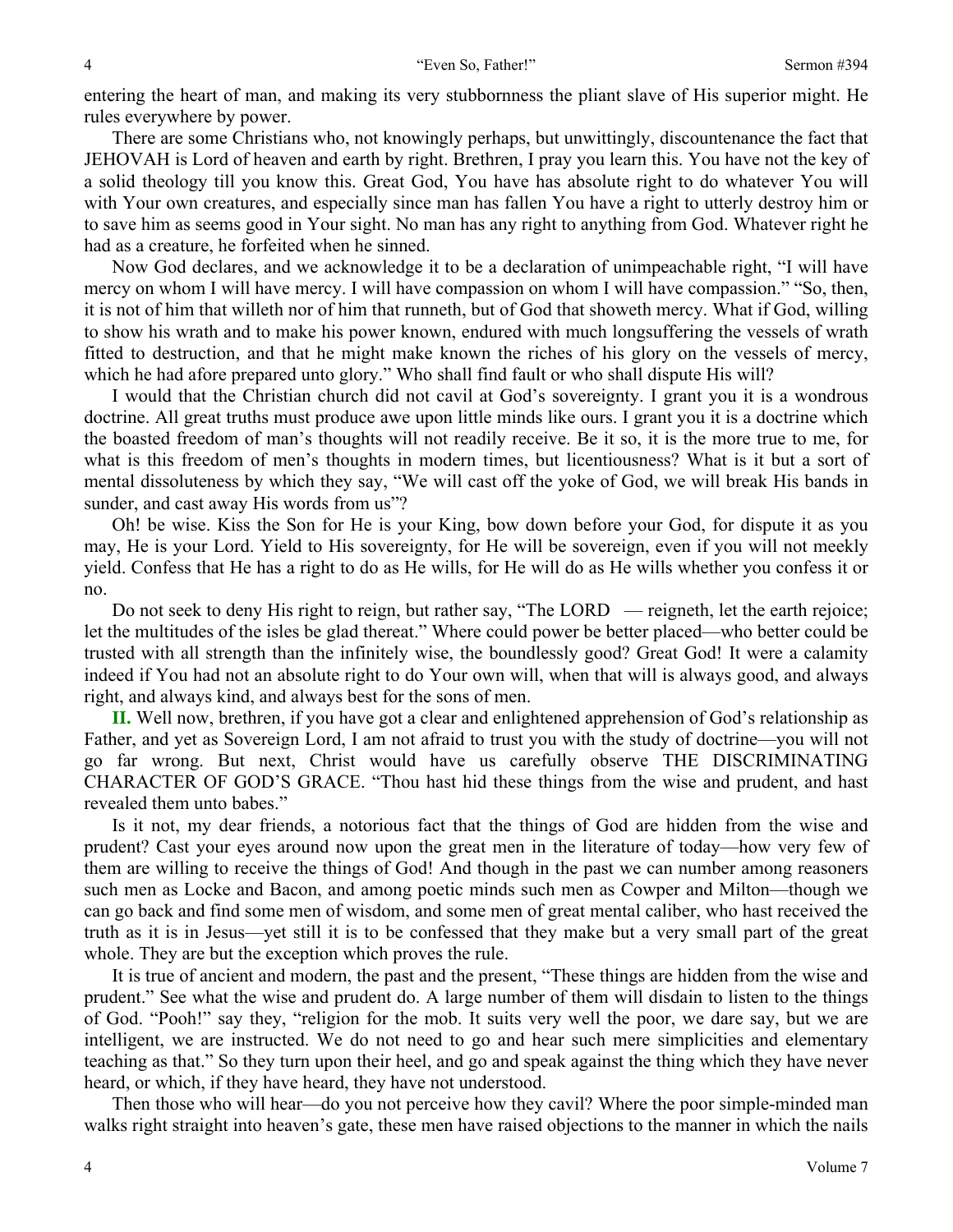entering the heart of man, and making its very stubbornness the pliant slave of His superior might. He rules everywhere by power.

There are some Christians who, not knowingly perhaps, but unwittingly, discountenance the fact that JEHOVAH is Lord of heaven and earth by right. Brethren, I pray you learn this. You have not the key of a solid theology till you know this. Great God, You have has absolute right to do whatever You will with Your own creatures, and especially since man has fallen You have a right to utterly destroy him or to save him as seems good in Your sight. No man has any right to anything from God. Whatever right he had as a creature, he forfeited when he sinned.

Now God declares, and we acknowledge it to be a declaration of unimpeachable right, "I will have mercy on whom I will have mercy. I will have compassion on whom I will have compassion." "So, then, it is not of him that willeth nor of him that runneth, but of God that showeth mercy. What if God, willing to show his wrath and to make his power known, endured with much longsuffering the vessels of wrath fitted to destruction, and that he might make known the riches of his glory on the vessels of mercy, which he had afore prepared unto glory." Who shall find fault or who shall dispute His will?

I would that the Christian church did not cavil at God's sovereignty. I grant you it is a wondrous doctrine. All great truths must produce awe upon little minds like ours. I grant you it is a doctrine which the boasted freedom of man's thoughts will not readily receive. Be it so, it is the more true to me, for what is this freedom of men's thoughts in modern times, but licentiousness? What is it but a sort of mental dissoluteness by which they say, "We will cast off the yoke of God, we will break His bands in sunder, and cast away His words from us"?

Oh! be wise. Kiss the Son for He is your King, bow down before your God, for dispute it as you may, He is your Lord. Yield to His sovereignty, for He will be sovereign, even if you will not meekly yield. Confess that He has a right to do as He wills, for He will do as He wills whether you confess it or no.

Do not seek to deny His right to reign, but rather say, "The LORD — reigneth, let the earth rejoice; let the multitudes of the isles be glad thereat." Where could power be better placed—who better could be trusted with all strength than the infinitely wise, the boundlessly good? Great God! It were a calamity indeed if You had not an absolute right to do Your own will, when that will is always good, and always right, and always kind, and always best for the sons of men.

**II.** Well now, brethren, if you have got a clear and enlightened apprehension of God's relationship as Father, and yet as Sovereign Lord, I am not afraid to trust you with the study of doctrine—you will not go far wrong. But next, Christ would have us carefully observe THE DISCRIMINATING CHARACTER OF GOD'S GRACE. "Thou hast hid these things from the wise and prudent, and hast revealed them unto babes."

Is it not, my dear friends, a notorious fact that the things of God are hidden from the wise and prudent? Cast your eyes around now upon the great men in the literature of today—how very few of them are willing to receive the things of God! And though in the past we can number among reasoners such men as Locke and Bacon, and among poetic minds such men as Cowper and Milton—though we can go back and find some men of wisdom, and some men of great mental caliber, who hast received the truth as it is in Jesus—yet still it is to be confessed that they make but a very small part of the great whole. They are but the exception which proves the rule.

It is true of ancient and modern, the past and the present, "These things are hidden from the wise and prudent." See what the wise and prudent do. A large number of them will disdain to listen to the things of God. "Pooh!" say they, "religion for the mob. It suits very well the poor, we dare say, but we are intelligent, we are instructed. We do not need to go and hear such mere simplicities and elementary teaching as that." So they turn upon their heel, and go and speak against the thing which they have never heard, or which, if they have heard, they have not understood.

Then those who will hear—do you not perceive how they cavil? Where the poor simple-minded man walks right straight into heaven's gate, these men have raised objections to the manner in which the nails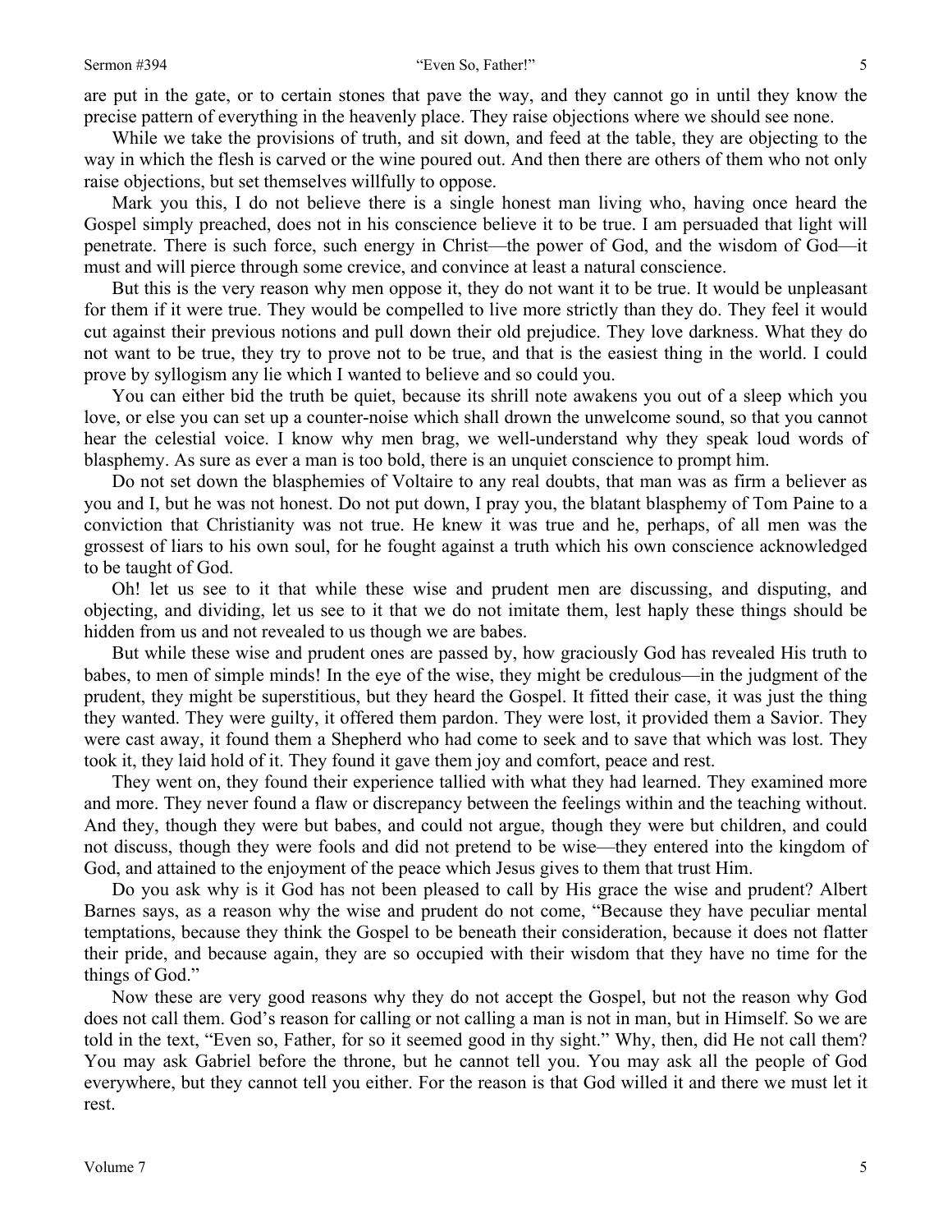are put in the gate, or to certain stones that pave the way, and they cannot go in until they know the precise pattern of everything in the heavenly place. They raise objections where we should see none.

While we take the provisions of truth, and sit down, and feed at the table, they are objecting to the way in which the flesh is carved or the wine poured out. And then there are others of them who not only raise objections, but set themselves willfully to oppose.

Mark you this, I do not believe there is a single honest man living who, having once heard the Gospel simply preached, does not in his conscience believe it to be true. I am persuaded that light will penetrate. There is such force, such energy in Christ—the power of God, and the wisdom of God—it must and will pierce through some crevice, and convince at least a natural conscience.

But this is the very reason why men oppose it, they do not want it to be true. It would be unpleasant for them if it were true. They would be compelled to live more strictly than they do. They feel it would cut against their previous notions and pull down their old prejudice. They love darkness. What they do not want to be true, they try to prove not to be true, and that is the easiest thing in the world. I could prove by syllogism any lie which I wanted to believe and so could you.

You can either bid the truth be quiet, because its shrill note awakens you out of a sleep which you love, or else you can set up a counter-noise which shall drown the unwelcome sound, so that you cannot hear the celestial voice. I know why men brag, we well-understand why they speak loud words of blasphemy. As sure as ever a man is too bold, there is an unquiet conscience to prompt him.

Do not set down the blasphemies of Voltaire to any real doubts, that man was as firm a believer as you and I, but he was not honest. Do not put down, I pray you, the blatant blasphemy of Tom Paine to a conviction that Christianity was not true. He knew it was true and he, perhaps, of all men was the grossest of liars to his own soul, for he fought against a truth which his own conscience acknowledged to be taught of God.

Oh! let us see to it that while these wise and prudent men are discussing, and disputing, and objecting, and dividing, let us see to it that we do not imitate them, lest haply these things should be hidden from us and not revealed to us though we are babes.

But while these wise and prudent ones are passed by, how graciously God has revealed His truth to babes, to men of simple minds! In the eye of the wise, they might be credulous—in the judgment of the prudent, they might be superstitious, but they heard the Gospel. It fitted their case, it was just the thing they wanted. They were guilty, it offered them pardon. They were lost, it provided them a Savior. They were cast away, it found them a Shepherd who had come to seek and to save that which was lost. They took it, they laid hold of it. They found it gave them joy and comfort, peace and rest.

They went on, they found their experience tallied with what they had learned. They examined more and more. They never found a flaw or discrepancy between the feelings within and the teaching without. And they, though they were but babes, and could not argue, though they were but children, and could not discuss, though they were fools and did not pretend to be wise—they entered into the kingdom of God, and attained to the enjoyment of the peace which Jesus gives to them that trust Him.

Do you ask why is it God has not been pleased to call by His grace the wise and prudent? Albert Barnes says, as a reason why the wise and prudent do not come, "Because they have peculiar mental temptations, because they think the Gospel to be beneath their consideration, because it does not flatter their pride, and because again, they are so occupied with their wisdom that they have no time for the things of God."

Now these are very good reasons why they do not accept the Gospel, but not the reason why God does not call them. God's reason for calling or not calling a man is not in man, but in Himself. So we are told in the text, "Even so, Father, for so it seemed good in thy sight." Why, then, did He not call them? You may ask Gabriel before the throne, but he cannot tell you. You may ask all the people of God everywhere, but they cannot tell you either. For the reason is that God willed it and there we must let it rest.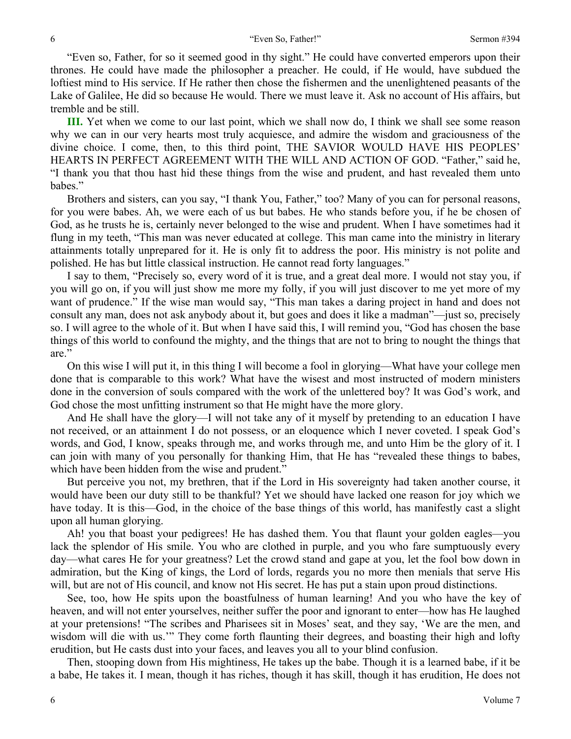"Even so, Father, for so it seemed good in thy sight." He could have converted emperors upon their thrones. He could have made the philosopher a preacher. He could, if He would, have subdued the loftiest mind to His service. If He rather then chose the fishermen and the unenlightened peasants of the Lake of Galilee, He did so because He would. There we must leave it. Ask no account of His affairs, but tremble and be still.

**III.** Yet when we come to our last point, which we shall now do, I think we shall see some reason why we can in our very hearts most truly acquiesce, and admire the wisdom and graciousness of the divine choice. I come, then, to this third point, THE SAVIOR WOULD HAVE HIS PEOPLES' HEARTS IN PERFECT AGREEMENT WITH THE WILL AND ACTION OF GOD. "Father," said he, "I thank you that thou hast hid these things from the wise and prudent, and hast revealed them unto babes."

Brothers and sisters, can you say, "I thank You, Father," too? Many of you can for personal reasons, for you were babes. Ah, we were each of us but babes. He who stands before you, if he be chosen of God, as he trusts he is, certainly never belonged to the wise and prudent. When I have sometimes had it flung in my teeth, "This man was never educated at college. This man came into the ministry in literary attainments totally unprepared for it. He is only fit to address the poor. His ministry is not polite and polished. He has but little classical instruction. He cannot read forty languages."

I say to them, "Precisely so, every word of it is true, and a great deal more. I would not stay you, if you will go on, if you will just show me more my folly, if you will just discover to me yet more of my want of prudence." If the wise man would say, "This man takes a daring project in hand and does not consult any man, does not ask anybody about it, but goes and does it like a madman"—just so, precisely so. I will agree to the whole of it. But when I have said this, I will remind you, "God has chosen the base things of this world to confound the mighty, and the things that are not to bring to nought the things that are."

On this wise I will put it, in this thing I will become a fool in glorying—What have your college men done that is comparable to this work? What have the wisest and most instructed of modern ministers done in the conversion of souls compared with the work of the unlettered boy? It was God's work, and God chose the most unfitting instrument so that He might have the more glory.

And He shall have the glory—I will not take any of it myself by pretending to an education I have not received, or an attainment I do not possess, or an eloquence which I never coveted. I speak God's words, and God, I know, speaks through me, and works through me, and unto Him be the glory of it. I can join with many of you personally for thanking Him, that He has "revealed these things to babes, which have been hidden from the wise and prudent."

But perceive you not, my brethren, that if the Lord in His sovereignty had taken another course, it would have been our duty still to be thankful? Yet we should have lacked one reason for joy which we have today. It is this—God, in the choice of the base things of this world, has manifestly cast a slight upon all human glorying.

Ah! you that boast your pedigrees! He has dashed them. You that flaunt your golden eagles—you lack the splendor of His smile. You who are clothed in purple, and you who fare sumptuously every day—what cares He for your greatness? Let the crowd stand and gape at you, let the fool bow down in admiration, but the King of kings, the Lord of lords, regards you no more then menials that serve His will, but are not of His council, and know not His secret. He has put a stain upon proud distinctions.

See, too, how He spits upon the boastfulness of human learning! And you who have the key of heaven, and will not enter yourselves, neither suffer the poor and ignorant to enter—how has He laughed at your pretensions! "The scribes and Pharisees sit in Moses' seat, and they say, 'We are the men, and wisdom will die with us.'" They come forth flaunting their degrees, and boasting their high and lofty erudition, but He casts dust into your faces, and leaves you all to your blind confusion.

Then, stooping down from His mightiness, He takes up the babe. Though it is a learned babe, if it be a babe, He takes it. I mean, though it has riches, though it has skill, though it has erudition, He does not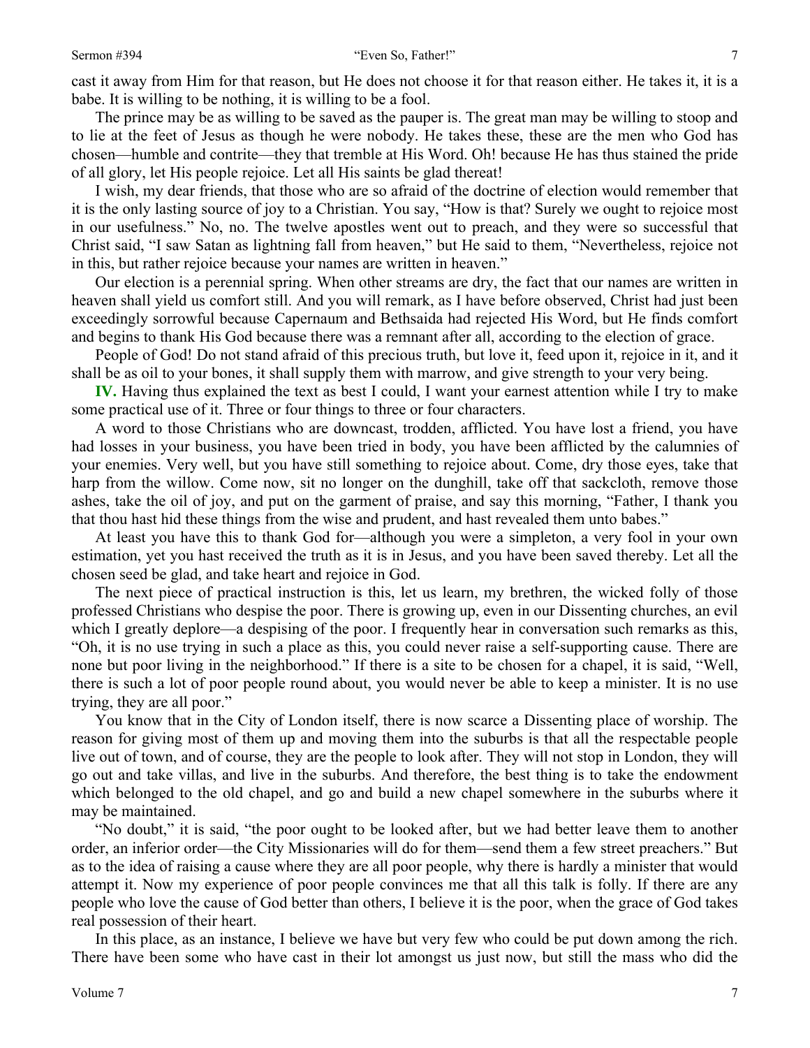cast it away from Him for that reason, but He does not choose it for that reason either. He takes it, it is a babe. It is willing to be nothing, it is willing to be a fool.

The prince may be as willing to be saved as the pauper is. The great man may be willing to stoop and to lie at the feet of Jesus as though he were nobody. He takes these, these are the men who God has chosen—humble and contrite—they that tremble at His Word. Oh! because He has thus stained the pride of all glory, let His people rejoice. Let all His saints be glad thereat!

I wish, my dear friends, that those who are so afraid of the doctrine of election would remember that it is the only lasting source of joy to a Christian. You say, "How is that? Surely we ought to rejoice most in our usefulness." No, no. The twelve apostles went out to preach, and they were so successful that Christ said, "I saw Satan as lightning fall from heaven," but He said to them, "Nevertheless, rejoice not in this, but rather rejoice because your names are written in heaven."

Our election is a perennial spring. When other streams are dry, the fact that our names are written in heaven shall yield us comfort still. And you will remark, as I have before observed, Christ had just been exceedingly sorrowful because Capernaum and Bethsaida had rejected His Word, but He finds comfort and begins to thank His God because there was a remnant after all, according to the election of grace.

People of God! Do not stand afraid of this precious truth, but love it, feed upon it, rejoice in it, and it shall be as oil to your bones, it shall supply them with marrow, and give strength to your very being.

**IV.** Having thus explained the text as best I could, I want your earnest attention while I try to make some practical use of it. Three or four things to three or four characters.

A word to those Christians who are downcast, trodden, afflicted. You have lost a friend, you have had losses in your business, you have been tried in body, you have been afflicted by the calumnies of your enemies. Very well, but you have still something to rejoice about. Come, dry those eyes, take that harp from the willow. Come now, sit no longer on the dunghill, take off that sackcloth, remove those ashes, take the oil of joy, and put on the garment of praise, and say this morning, "Father, I thank you that thou hast hid these things from the wise and prudent, and hast revealed them unto babes."

At least you have this to thank God for—although you were a simpleton, a very fool in your own estimation, yet you hast received the truth as it is in Jesus, and you have been saved thereby. Let all the chosen seed be glad, and take heart and rejoice in God.

The next piece of practical instruction is this, let us learn, my brethren, the wicked folly of those professed Christians who despise the poor. There is growing up, even in our Dissenting churches, an evil which I greatly deplore—a despising of the poor. I frequently hear in conversation such remarks as this, "Oh, it is no use trying in such a place as this, you could never raise a self-supporting cause. There are none but poor living in the neighborhood." If there is a site to be chosen for a chapel, it is said, "Well, there is such a lot of poor people round about, you would never be able to keep a minister. It is no use trying, they are all poor."

You know that in the City of London itself, there is now scarce a Dissenting place of worship. The reason for giving most of them up and moving them into the suburbs is that all the respectable people live out of town, and of course, they are the people to look after. They will not stop in London, they will go out and take villas, and live in the suburbs. And therefore, the best thing is to take the endowment which belonged to the old chapel, and go and build a new chapel somewhere in the suburbs where it may be maintained.

"No doubt," it is said, "the poor ought to be looked after, but we had better leave them to another order, an inferior order—the City Missionaries will do for them—send them a few street preachers." But as to the idea of raising a cause where they are all poor people, why there is hardly a minister that would attempt it. Now my experience of poor people convinces me that all this talk is folly. If there are any people who love the cause of God better than others, I believe it is the poor, when the grace of God takes real possession of their heart.

In this place, as an instance, I believe we have but very few who could be put down among the rich. There have been some who have cast in their lot amongst us just now, but still the mass who did the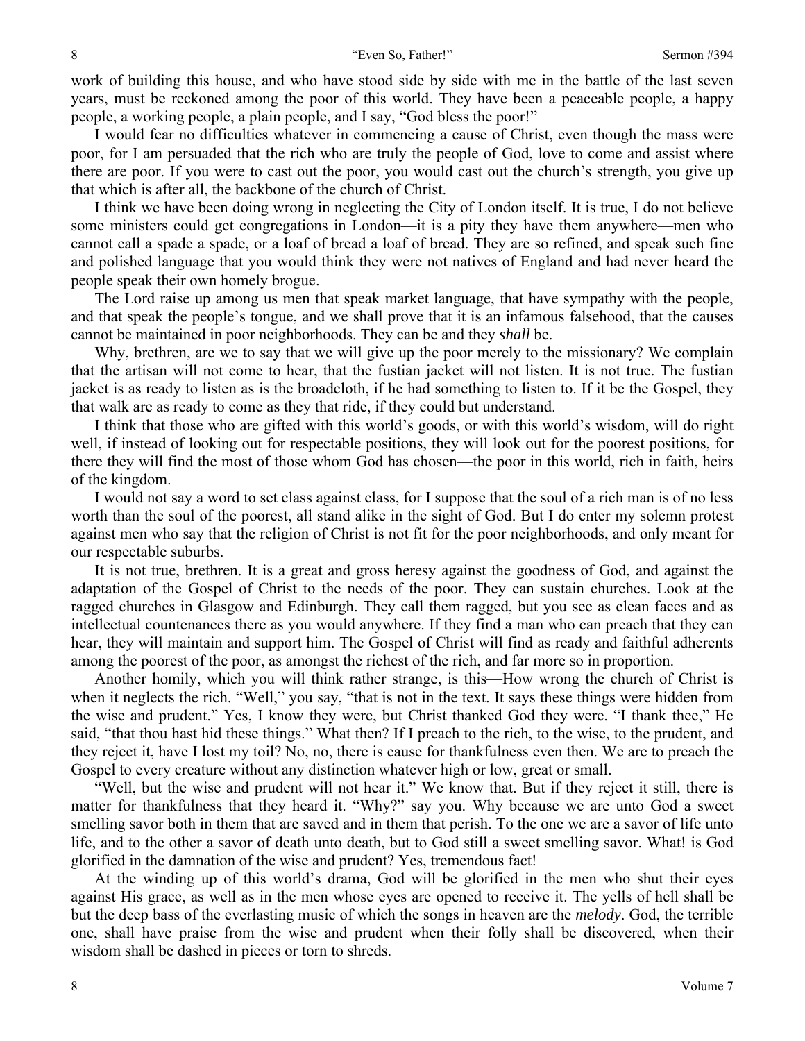work of building this house, and who have stood side by side with me in the battle of the last seven years, must be reckoned among the poor of this world. They have been a peaceable people, a happy people, a working people, a plain people, and I say, "God bless the poor!"

I would fear no difficulties whatever in commencing a cause of Christ, even though the mass were poor, for I am persuaded that the rich who are truly the people of God, love to come and assist where there are poor. If you were to cast out the poor, you would cast out the church's strength, you give up that which is after all, the backbone of the church of Christ.

I think we have been doing wrong in neglecting the City of London itself. It is true, I do not believe some ministers could get congregations in London—it is a pity they have them anywhere—men who cannot call a spade a spade, or a loaf of bread a loaf of bread. They are so refined, and speak such fine and polished language that you would think they were not natives of England and had never heard the people speak their own homely brogue.

The Lord raise up among us men that speak market language, that have sympathy with the people, and that speak the people's tongue, and we shall prove that it is an infamous falsehood, that the causes cannot be maintained in poor neighborhoods. They can be and they *shall* be.

Why, brethren, are we to say that we will give up the poor merely to the missionary? We complain that the artisan will not come to hear, that the fustian jacket will not listen. It is not true. The fustian jacket is as ready to listen as is the broadcloth, if he had something to listen to. If it be the Gospel, they that walk are as ready to come as they that ride, if they could but understand.

I think that those who are gifted with this world's goods, or with this world's wisdom, will do right well, if instead of looking out for respectable positions, they will look out for the poorest positions, for there they will find the most of those whom God has chosen—the poor in this world, rich in faith, heirs of the kingdom.

I would not say a word to set class against class, for I suppose that the soul of a rich man is of no less worth than the soul of the poorest, all stand alike in the sight of God. But I do enter my solemn protest against men who say that the religion of Christ is not fit for the poor neighborhoods, and only meant for our respectable suburbs.

It is not true, brethren. It is a great and gross heresy against the goodness of God, and against the adaptation of the Gospel of Christ to the needs of the poor. They can sustain churches. Look at the ragged churches in Glasgow and Edinburgh. They call them ragged, but you see as clean faces and as intellectual countenances there as you would anywhere. If they find a man who can preach that they can hear, they will maintain and support him. The Gospel of Christ will find as ready and faithful adherents among the poorest of the poor, as amongst the richest of the rich, and far more so in proportion.

Another homily, which you will think rather strange, is this—How wrong the church of Christ is when it neglects the rich. "Well," you say, "that is not in the text. It says these things were hidden from the wise and prudent." Yes, I know they were, but Christ thanked God they were. "I thank thee," He said, "that thou hast hid these things." What then? If I preach to the rich, to the wise, to the prudent, and they reject it, have I lost my toil? No, no, there is cause for thankfulness even then. We are to preach the Gospel to every creature without any distinction whatever high or low, great or small.

"Well, but the wise and prudent will not hear it." We know that. But if they reject it still, there is matter for thankfulness that they heard it. "Why?" say you. Why because we are unto God a sweet smelling savor both in them that are saved and in them that perish. To the one we are a savor of life unto life, and to the other a savor of death unto death, but to God still a sweet smelling savor. What! is God glorified in the damnation of the wise and prudent? Yes, tremendous fact!

At the winding up of this world's drama, God will be glorified in the men who shut their eyes against His grace, as well as in the men whose eyes are opened to receive it. The yells of hell shall be but the deep bass of the everlasting music of which the songs in heaven are the *melody*. God, the terrible one, shall have praise from the wise and prudent when their folly shall be discovered, when their wisdom shall be dashed in pieces or torn to shreds.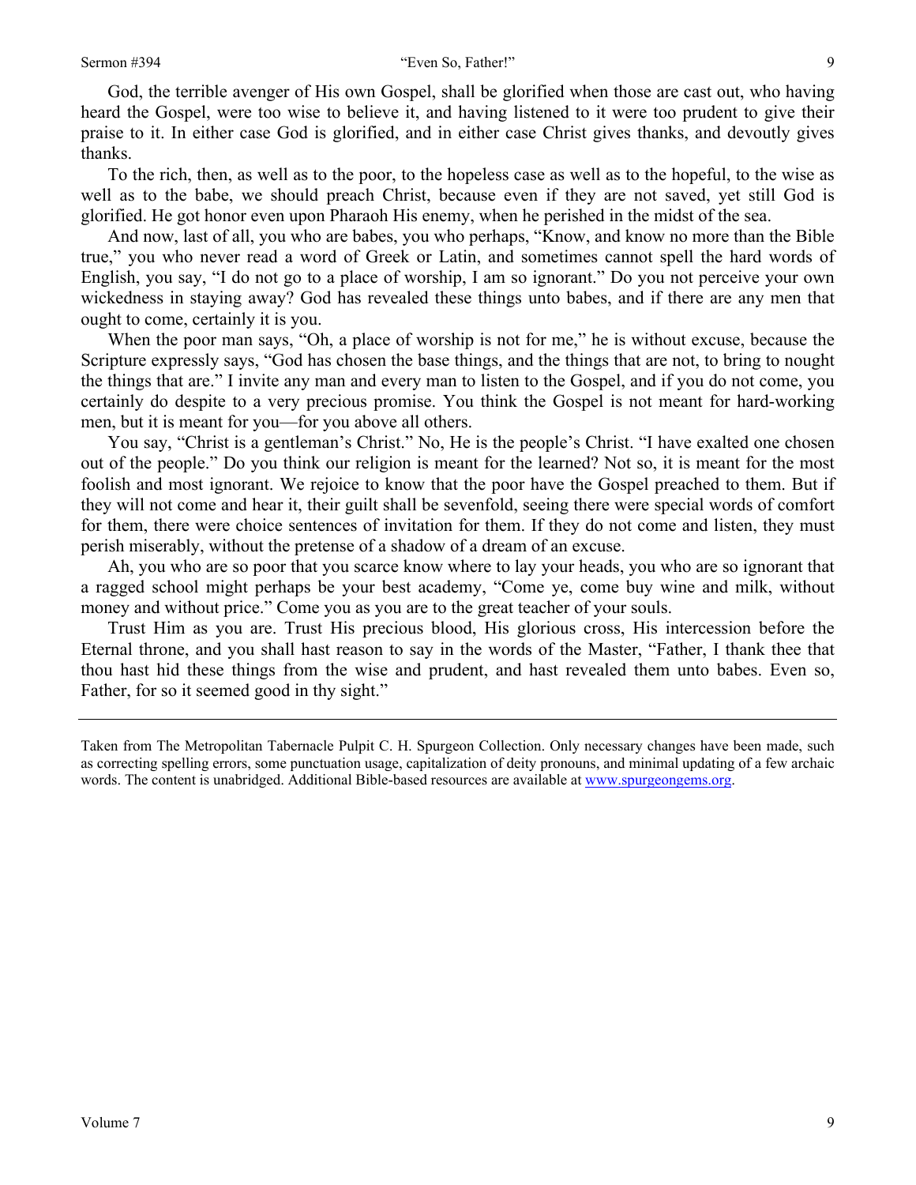God, the terrible avenger of His own Gospel, shall be glorified when those are cast out, who having heard the Gospel, were too wise to believe it, and having listened to it were too prudent to give their praise to it. In either case God is glorified, and in either case Christ gives thanks, and devoutly gives thanks.

To the rich, then, as well as to the poor, to the hopeless case as well as to the hopeful, to the wise as well as to the babe, we should preach Christ, because even if they are not saved, yet still God is glorified. He got honor even upon Pharaoh His enemy, when he perished in the midst of the sea.

And now, last of all, you who are babes, you who perhaps, "Know, and know no more than the Bible true," you who never read a word of Greek or Latin, and sometimes cannot spell the hard words of English, you say, "I do not go to a place of worship, I am so ignorant." Do you not perceive your own wickedness in staying away? God has revealed these things unto babes, and if there are any men that ought to come, certainly it is you.

When the poor man says, "Oh, a place of worship is not for me," he is without excuse, because the Scripture expressly says, "God has chosen the base things, and the things that are not, to bring to nought the things that are." I invite any man and every man to listen to the Gospel, and if you do not come, you certainly do despite to a very precious promise. You think the Gospel is not meant for hard-working men, but it is meant for you—for you above all others.

You say, "Christ is a gentleman's Christ." No, He is the people's Christ. "I have exalted one chosen out of the people." Do you think our religion is meant for the learned? Not so, it is meant for the most foolish and most ignorant. We rejoice to know that the poor have the Gospel preached to them. But if they will not come and hear it, their guilt shall be sevenfold, seeing there were special words of comfort for them, there were choice sentences of invitation for them. If they do not come and listen, they must perish miserably, without the pretense of a shadow of a dream of an excuse.

Ah, you who are so poor that you scarce know where to lay your heads, you who are so ignorant that a ragged school might perhaps be your best academy, "Come ye, come buy wine and milk, without money and without price." Come you as you are to the great teacher of your souls.

Trust Him as you are. Trust His precious blood, His glorious cross, His intercession before the Eternal throne, and you shall hast reason to say in the words of the Master, "Father, I thank thee that thou hast hid these things from the wise and prudent, and hast revealed them unto babes. Even so, Father, for so it seemed good in thy sight."

---

Taken from The Metropolitan Tabernacle Pulpit C. H. Spurgeon Collection. Only necessary changes have been made, such as correcting spelling errors, some punctuation usage, capitalization of deity pronouns, and minimal updating of a few archaic words. The content is unabridged. Additional Bible-based resources are available at www.spurgeongems.org.